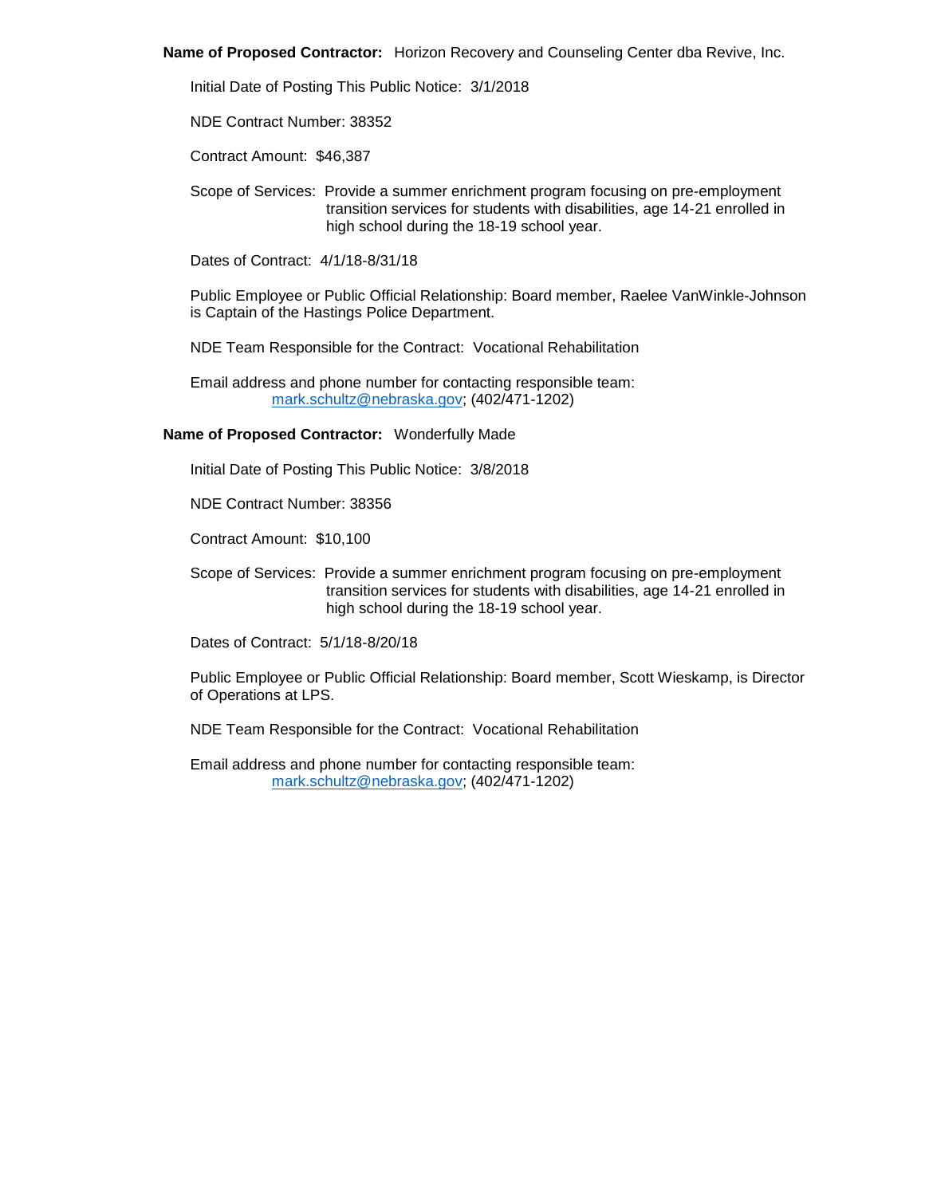**Name of Proposed Contractor:** Horizon Recovery and Counseling Center dba Revive, Inc.

Initial Date of Posting This Public Notice: 3/1/2018

NDE Contract Number: 38352

Contract Amount: $46,387

Scope of Services: Provide a summer enrichment program focusing on pre-employment transition services for students with disabilities, age 14-21 enrolled in high school during the 18-19 school year.

Dates of Contract: 4/1/18-8/31/18

Public Employee or Public Official Relationship: Board member, Raelee VanWinkle-Johnson is Captain of the Hastings Police Department.

NDE Team Responsible for the Contract: Vocational Rehabilitation

Email address and phone number for contacting responsible team:
mark.schultz@nebraska.gov; (402/471-1202)

**Name of Proposed Contractor:** Wonderfully Made

Initial Date of Posting This Public Notice: 3/8/2018

NDE Contract Number: 38356

Contract Amount: $10,100

Scope of Services: Provide a summer enrichment program focusing on pre-employment transition services for students with disabilities, age 14-21 enrolled in high school during the 18-19 school year.

Dates of Contract: 5/1/18-8/20/18

Public Employee or Public Official Relationship: Board member, Scott Wieskamp, is Director of Operations at LPS.

NDE Team Responsible for the Contract: Vocational Rehabilitation

Email address and phone number for contacting responsible team:
mark.schultz@nebraska.gov; (402/471-1202)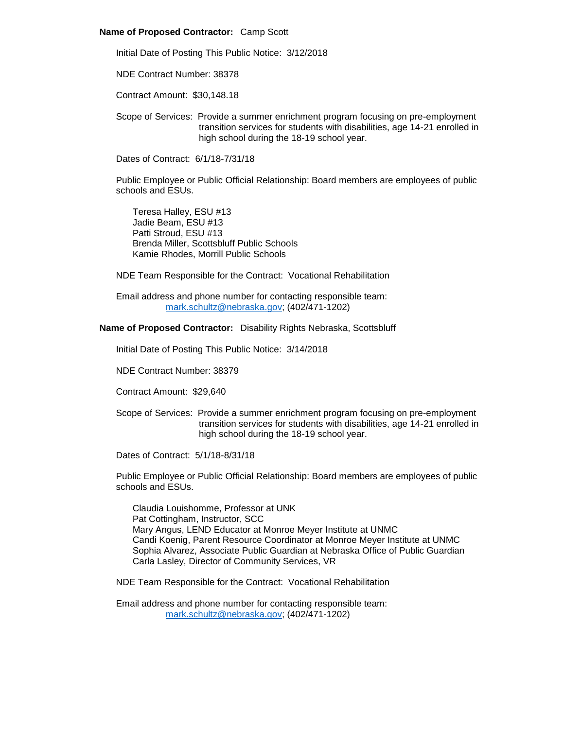**Name of Proposed Contractor:** Camp Scott

Initial Date of Posting This Public Notice: 3/12/2018

NDE Contract Number: 38378

Contract Amount: $30,148.18

Scope of Services: Provide a summer enrichment program focusing on pre-employment transition services for students with disabilities, age 14-21 enrolled in high school during the 18-19 school year.

Dates of Contract: 6/1/18-7/31/18

Public Employee or Public Official Relationship: Board members are employees of public schools and ESUs.

Teresa Halley, ESU #13
Jadie Beam, ESU #13
Patti Stroud, ESU #13
Brenda Miller, Scottsbluff Public Schools
Kamie Rhodes, Morrill Public Schools

NDE Team Responsible for the Contract: Vocational Rehabilitation

Email address and phone number for contacting responsible team:
mark.schultz@nebraska.gov; (402/471-1202)

**Name of Proposed Contractor:** Disability Rights Nebraska, Scottsbluff

Initial Date of Posting This Public Notice: 3/14/2018

NDE Contract Number: 38379

Contract Amount: $29,640

Scope of Services: Provide a summer enrichment program focusing on pre-employment transition services for students with disabilities, age 14-21 enrolled in high school during the 18-19 school year.

Dates of Contract: 5/1/18-8/31/18

Public Employee or Public Official Relationship: Board members are employees of public schools and ESUs.

Claudia Louishomme, Professor at UNK
Pat Cottingham, Instructor, SCC
Mary Angus, LEND Educator at Monroe Meyer Institute at UNMC
Candi Koenig, Parent Resource Coordinator at Monroe Meyer Institute at UNMC
Sophia Alvarez, Associate Public Guardian at Nebraska Office of Public Guardian
Carla Lasley, Director of Community Services, VR

NDE Team Responsible for the Contract: Vocational Rehabilitation

Email address and phone number for contacting responsible team:
mark.schultz@nebraska.gov; (402/471-1202)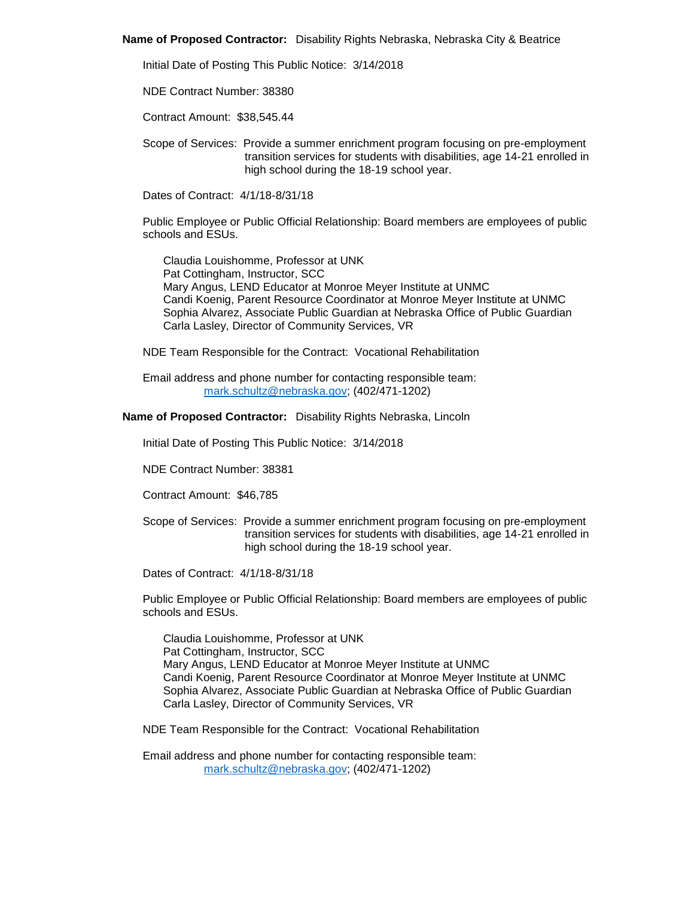**Name of Proposed Contractor:** Disability Rights Nebraska, Nebraska City & Beatrice

Initial Date of Posting This Public Notice: 3/14/2018

NDE Contract Number: 38380

Contract Amount: $38,545.44

Scope of Services: Provide a summer enrichment program focusing on pre-employment transition services for students with disabilities, age 14-21 enrolled in high school during the 18-19 school year.

Dates of Contract: 4/1/18-8/31/18

Public Employee or Public Official Relationship: Board members are employees of public schools and ESUs.

Claudia Louishomme, Professor at UNK
Pat Cottingham, Instructor, SCC
Mary Angus, LEND Educator at Monroe Meyer Institute at UNMC
Candi Koenig, Parent Resource Coordinator at Monroe Meyer Institute at UNMC
Sophia Alvarez, Associate Public Guardian at Nebraska Office of Public Guardian
Carla Lasley, Director of Community Services, VR

NDE Team Responsible for the Contract: Vocational Rehabilitation

Email address and phone number for contacting responsible team:
mark.schultz@nebraska.gov; (402/471-1202)

**Name of Proposed Contractor:** Disability Rights Nebraska, Lincoln

Initial Date of Posting This Public Notice: 3/14/2018

NDE Contract Number: 38381

Contract Amount: $46,785

Scope of Services: Provide a summer enrichment program focusing on pre-employment transition services for students with disabilities, age 14-21 enrolled in high school during the 18-19 school year.

Dates of Contract: 4/1/18-8/31/18

Public Employee or Public Official Relationship: Board members are employees of public schools and ESUs.

Claudia Louishomme, Professor at UNK
Pat Cottingham, Instructor, SCC
Mary Angus, LEND Educator at Monroe Meyer Institute at UNMC
Candi Koenig, Parent Resource Coordinator at Monroe Meyer Institute at UNMC
Sophia Alvarez, Associate Public Guardian at Nebraska Office of Public Guardian
Carla Lasley, Director of Community Services, VR

NDE Team Responsible for the Contract: Vocational Rehabilitation

Email address and phone number for contacting responsible team:
mark.schultz@nebraska.gov; (402/471-1202)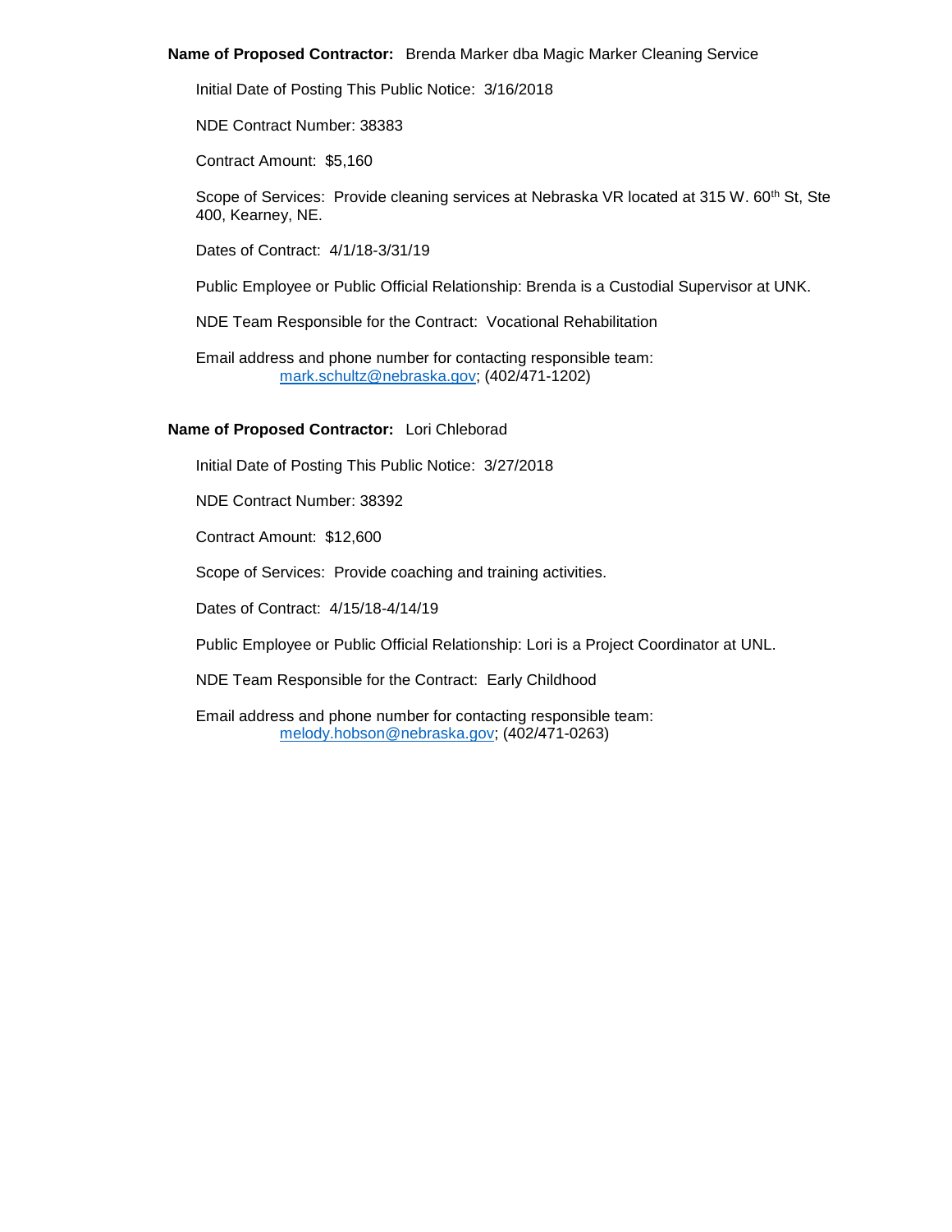**Name of Proposed Contractor:** Brenda Marker dba Magic Marker Cleaning Service

Initial Date of Posting This Public Notice: 3/16/2018

NDE Contract Number: 38383

Contract Amount: $5,160

Scope of Services: Provide cleaning services at Nebraska VR located at 315 W. 60th St, Ste 400, Kearney, NE.

Dates of Contract: 4/1/18-3/31/19

Public Employee or Public Official Relationship: Brenda is a Custodial Supervisor at UNK.

NDE Team Responsible for the Contract: Vocational Rehabilitation

Email address and phone number for contacting responsible team:
mark.schultz@nebraska.gov; (402/471-1202)

**Name of Proposed Contractor:** Lori Chleborad

Initial Date of Posting This Public Notice: 3/27/2018

NDE Contract Number: 38392

Contract Amount: $12,600

Scope of Services: Provide coaching and training activities.

Dates of Contract: 4/15/18-4/14/19

Public Employee or Public Official Relationship: Lori is a Project Coordinator at UNL.

NDE Team Responsible for the Contract: Early Childhood

Email address and phone number for contacting responsible team:
melody.hobson@nebraska.gov; (402/471-0263)